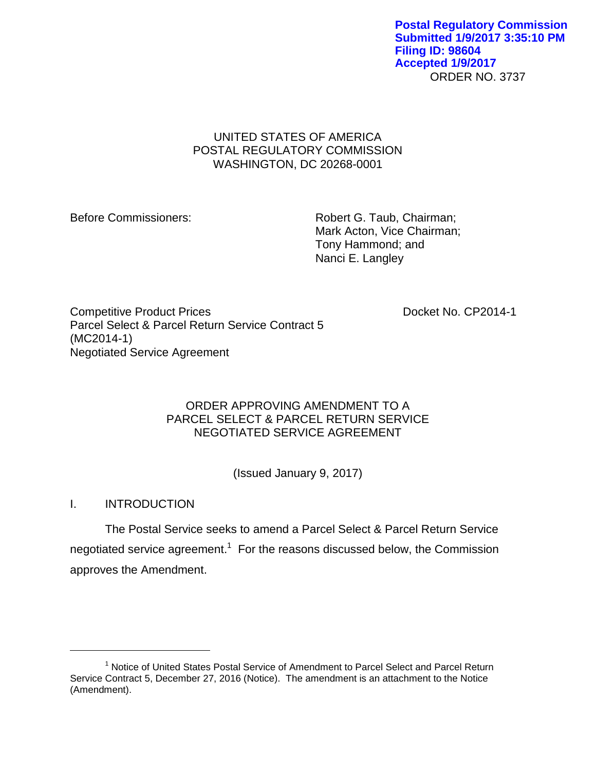Postal Regulatory Commission
Submitted 1/9/2017 3:35:10 PM
Filing ID: 98604
Accepted 1/9/2017

ORDER NO. 3737

UNITED STATES OF AMERICA
POSTAL REGULATORY COMMISSION
WASHINGTON, DC 20268-0001

Before Commissioners:

Robert G. Taub, Chairman;
Mark Acton, Vice Chairman;
Tony Hammond; and
Nanci E. Langley

Competitive Product Prices
Parcel Select & Parcel Return Service Contract 5
(MC2014-1)
Negotiated Service Agreement

Docket No. CP2014-1

ORDER APPROVING AMENDMENT TO A
PARCEL SELECT & PARCEL RETURN SERVICE
NEGOTIATED SERVICE AGREEMENT

(Issued January 9, 2017)

## I. INTRODUCTION

The Postal Service seeks to amend a Parcel Select & Parcel Return Service negotiated service agreement.[1] For the reasons discussed below, the Commission approves the Amendment.

[1] Notice of United States Postal Service of Amendment to Parcel Select and Parcel Return Service Contract 5, December 27, 2016 (Notice). The amendment is an attachment to the Notice (Amendment).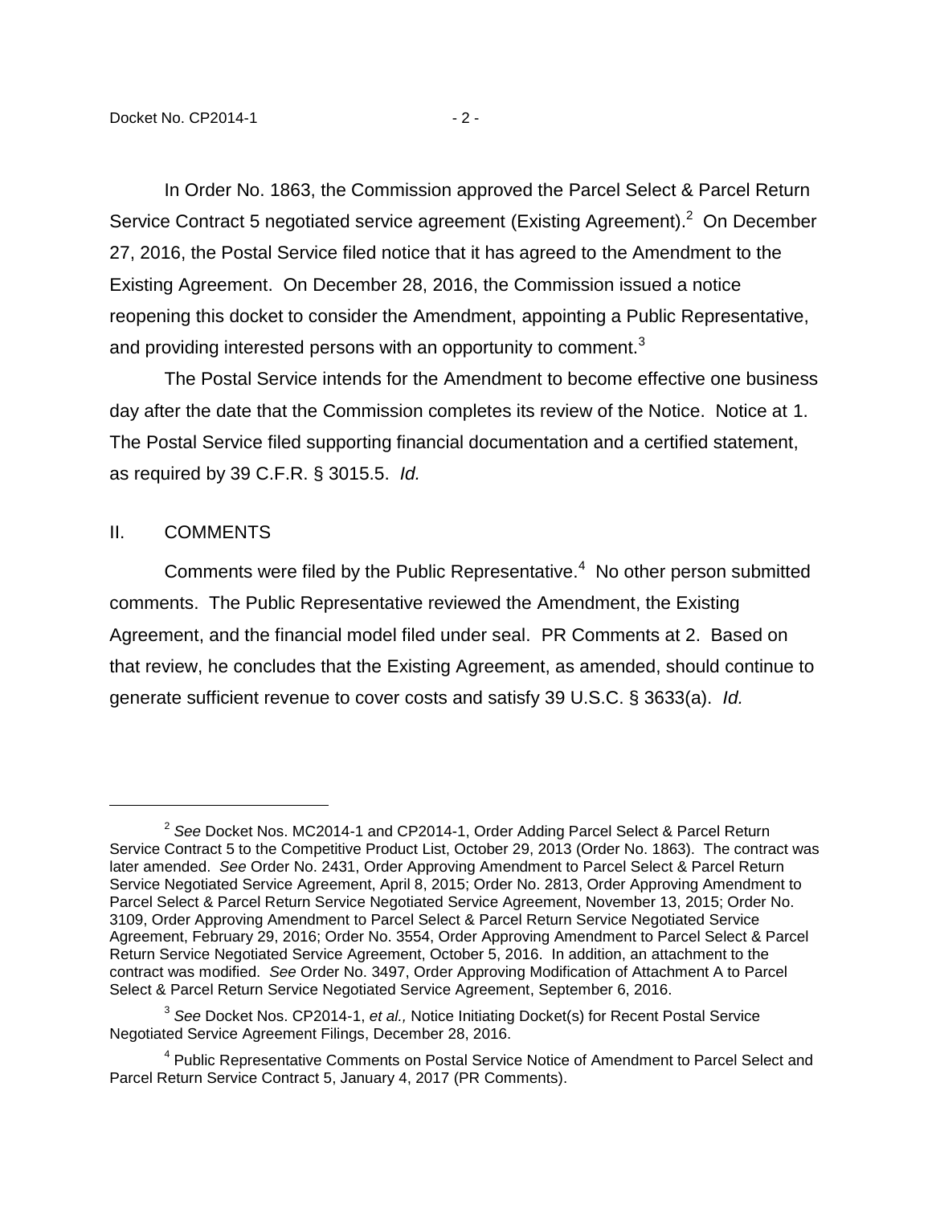In Order No. 1863, the Commission approved the Parcel Select & Parcel Return Service Contract 5 negotiated service agreement (Existing Agreement).[2] On December 27, 2016, the Postal Service filed notice that it has agreed to the Amendment to the Existing Agreement. On December 28, 2016, the Commission issued a notice reopening this docket to consider the Amendment, appointing a Public Representative, and providing interested persons with an opportunity to comment.[3]

The Postal Service intends for the Amendment to become effective one business day after the date that the Commission completes its review of the Notice. Notice at 1. The Postal Service filed supporting financial documentation and a certified statement, as required by 39 C.F.R. § 3015.5. *Id.*

## II. COMMENTS

Comments were filed by the Public Representative.[4] No other person submitted comments. The Public Representative reviewed the Amendment, the Existing Agreement, and the financial model filed under seal. PR Comments at 2. Based on that review, he concludes that the Existing Agreement, as amended, should continue to generate sufficient revenue to cover costs and satisfy 39 U.S.C. § 3633(a). *Id.*

---

[2] *See* Docket Nos. MC2014-1 and CP2014-1, Order Adding Parcel Select & Parcel Return Service Contract 5 to the Competitive Product List, October 29, 2013 (Order No. 1863). The contract was later amended. *See* Order No. 2431, Order Approving Amendment to Parcel Select & Parcel Return Service Negotiated Service Agreement, April 8, 2015; Order No. 2813, Order Approving Amendment to Parcel Select & Parcel Return Service Negotiated Service Agreement, November 13, 2015; Order No. 3109, Order Approving Amendment to Parcel Select & Parcel Return Service Negotiated Service Agreement, February 29, 2016; Order No. 3554, Order Approving Amendment to Parcel Select & Parcel Return Service Negotiated Service Agreement, October 5, 2016. In addition, an attachment to the contract was modified. *See* Order No. 3497, Order Approving Modification of Attachment A to Parcel Select & Parcel Return Service Negotiated Service Agreement, September 6, 2016.

[3] *See* Docket Nos. CP2014-1, *et al.,* Notice Initiating Docket(s) for Recent Postal Service Negotiated Service Agreement Filings, December 28, 2016.

[4] Public Representative Comments on Postal Service Notice of Amendment to Parcel Select and Parcel Return Service Contract 5, January 4, 2017 (PR Comments).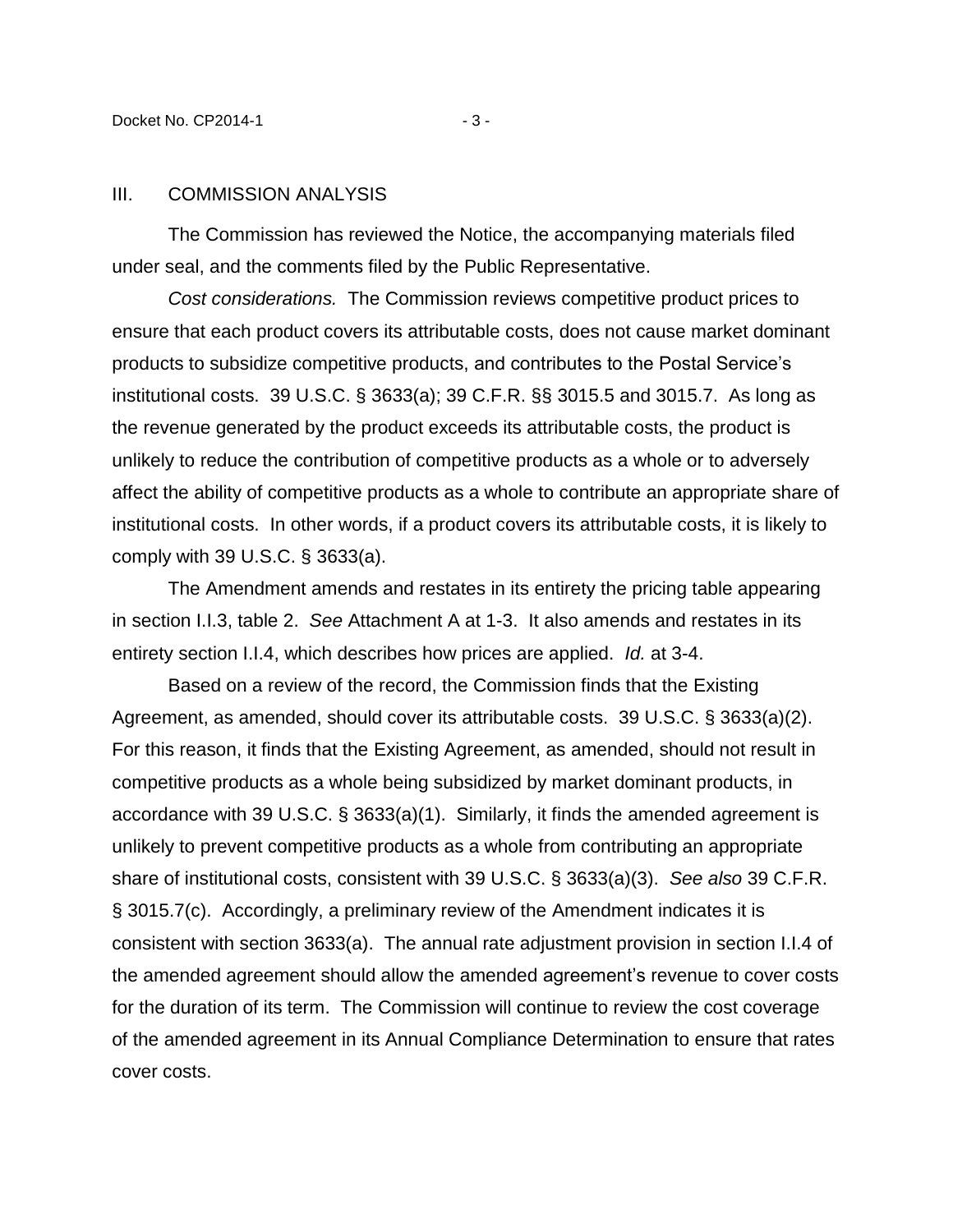## III. COMMISSION ANALYSIS

The Commission has reviewed the Notice, the accompanying materials filed under seal, and the comments filed by the Public Representative.

*Cost considerations.* The Commission reviews competitive product prices to ensure that each product covers its attributable costs, does not cause market dominant products to subsidize competitive products, and contributes to the Postal Service's institutional costs. 39 U.S.C. § 3633(a); 39 C.F.R. §§ 3015.5 and 3015.7. As long as the revenue generated by the product exceeds its attributable costs, the product is unlikely to reduce the contribution of competitive products as a whole or to adversely affect the ability of competitive products as a whole to contribute an appropriate share of institutional costs. In other words, if a product covers its attributable costs, it is likely to comply with 39 U.S.C. § 3633(a).

The Amendment amends and restates in its entirety the pricing table appearing in section I.I.3, table 2. *See* Attachment A at 1-3. It also amends and restates in its entirety section I.I.4, which describes how prices are applied. *Id.* at 3-4.

Based on a review of the record, the Commission finds that the Existing Agreement, as amended, should cover its attributable costs. 39 U.S.C. § 3633(a)(2). For this reason, it finds that the Existing Agreement, as amended, should not result in competitive products as a whole being subsidized by market dominant products, in accordance with 39 U.S.C. § 3633(a)(1). Similarly, it finds the amended agreement is unlikely to prevent competitive products as a whole from contributing an appropriate share of institutional costs, consistent with 39 U.S.C. § 3633(a)(3). *See also* 39 C.F.R. § 3015.7(c). Accordingly, a preliminary review of the Amendment indicates it is consistent with section 3633(a). The annual rate adjustment provision in section I.I.4 of the amended agreement should allow the amended agreement's revenue to cover costs for the duration of its term. The Commission will continue to review the cost coverage of the amended agreement in its Annual Compliance Determination to ensure that rates cover costs.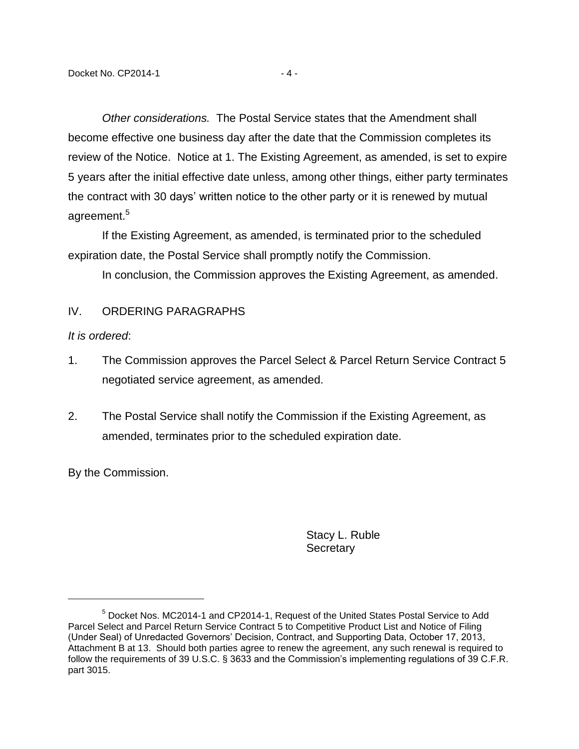*Other considerations.* The Postal Service states that the Amendment shall become effective one business day after the date that the Commission completes its review of the Notice. Notice at 1. The Existing Agreement, as amended, is set to expire 5 years after the initial effective date unless, among other things, either party terminates the contract with 30 days' written notice to the other party or it is renewed by mutual agreement.[5]

If the Existing Agreement, as amended, is terminated prior to the scheduled expiration date, the Postal Service shall promptly notify the Commission.

In conclusion, the Commission approves the Existing Agreement, as amended.

## IV. ORDERING PARAGRAPHS

*It is ordered*:

1. The Commission approves the Parcel Select & Parcel Return Service Contract 5 negotiated service agreement, as amended.

2. The Postal Service shall notify the Commission if the Existing Agreement, as amended, terminates prior to the scheduled expiration date.

By the Commission.

Stacy L. Ruble
Secretary

[5] Docket Nos. MC2014-1 and CP2014-1, Request of the United States Postal Service to Add Parcel Select and Parcel Return Service Contract 5 to Competitive Product List and Notice of Filing (Under Seal) of Unredacted Governors' Decision, Contract, and Supporting Data, October 17, 2013, Attachment B at 13. Should both parties agree to renew the agreement, any such renewal is required to follow the requirements of 39 U.S.C. § 3633 and the Commission's implementing regulations of 39 C.F.R. part 3015.